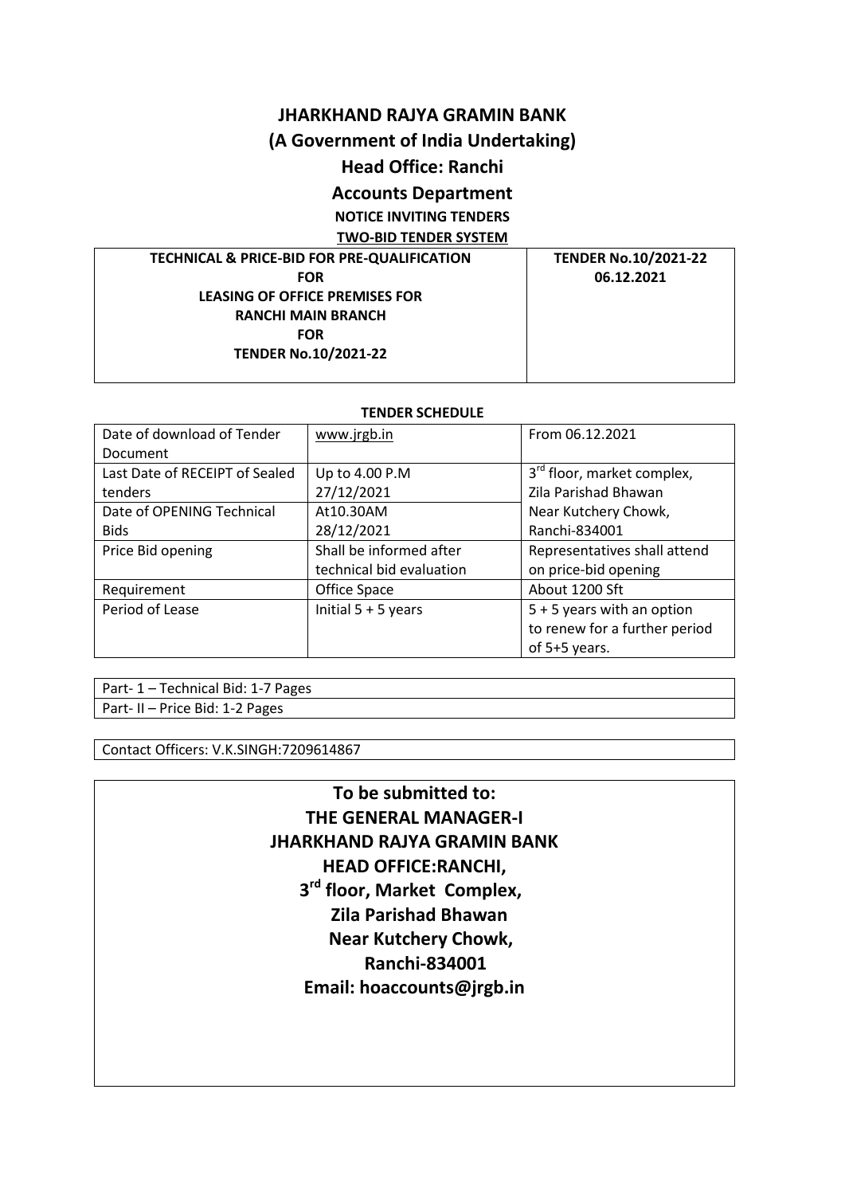# JHARKHAND RAJYA GRAMIN BANK

## (A Government of India Undertaking)

## Head Office: Ranchi

## Accounts Department

**NOTICE INVITING TENDERS**

**TWO-BID TENDER SYSTEM**

| TECHNICAL & PRICE-BID FOR PRE-QUALIFICATION FOR LEASING OF OFFICE PREMISES FOR RANCHI MAIN BRANCH FOR TENDER No.10/2021-22 | TENDER No.10/2021-22 06.12.2021 |
|---|---|

**TENDER SCHEDULE**

| | | |
|---|---|---|
| Date of download of Tender Document | www.jrgb.in | From 06.12.2021 |
| Last Date of RECEIPT of Sealed tenders | Up to 4.00 P.M 27/12/2021 | 3rd floor, market complex, Zila Parishad Bhawan Near Kutchery Chowk, Ranchi-834001 |
| Date of OPENING Technical Bids | At10.30AM 28/12/2021 | |
| Price Bid opening | Shall be informed after technical bid evaluation | Representatives shall attend on price-bid opening |
| Requirement | Office Space | About 1200 Sft |
| Period of Lease | Initial 5 + 5 years | 5 + 5 years with an option to renew for a further period of 5+5 years. |

| |
|---|
| Part- 1 – Technical Bid: 1-7 Pages |
| Part- II – Price Bid: 1-2 Pages |

Contact Officers: V.K.SINGH:7209614867

**To be submitted to:**
**THE GENERAL MANAGER-I**
**JHARKHAND RAJYA GRAMIN BANK**
**HEAD OFFICE:RANCHI,**
**3rd floor, Market Complex,**
**Zila Parishad Bhawan**
**Near Kutchery Chowk,**
**Ranchi-834001**
**Email: hoaccounts@jrgb.in**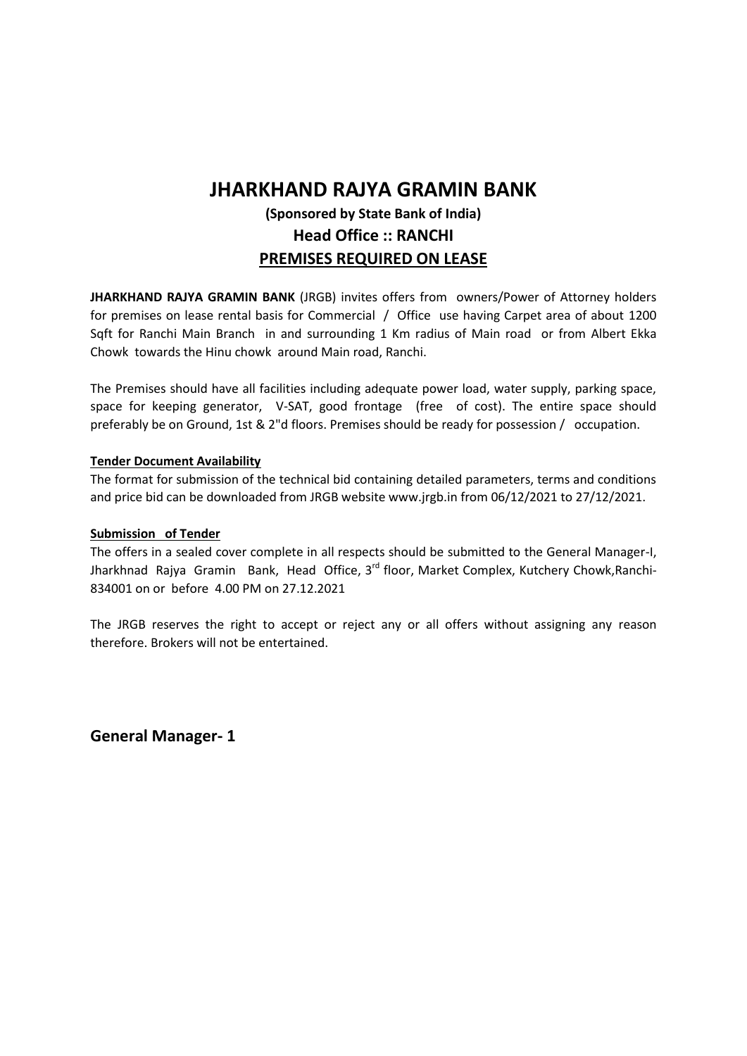# JHARKHAND RAJYA GRAMIN BANK

### (Sponsored by State Bank of India)

### Head Office :: RANCHI

### PREMISES REQUIRED ON LEASE

**JHARKHAND RAJYA GRAMIN BANK** (JRGB) invites offers from owners/Power of Attorney holders for premises on lease rental basis for Commercial / Office use having Carpet area of about 1200 Sqft for Ranchi Main Branch in and surrounding 1 Km radius of Main road or from Albert Ekka Chowk towards the Hinu chowk around Main road, Ranchi.

The Premises should have all facilities including adequate power load, water supply, parking space, space for keeping generator, V-SAT, good frontage (free of cost). The entire space should preferably be on Ground, 1st & 2"d floors. Premises should be ready for possession / occupation.

**Tender Document Availability**

The format for submission of the technical bid containing detailed parameters, terms and conditions and price bid can be downloaded from JRGB website www.jrgb.in from 06/12/2021 to 27/12/2021.

**Submission of Tender**

The offers in a sealed cover complete in all respects should be submitted to the General Manager-I, Jharkhnad Rajya Gramin Bank, Head Office, 3rd floor, Market Complex, Kutchery Chowk,Ranchi-834001 on or before 4.00 PM on 27.12.2021

The JRGB reserves the right to accept or reject any or all offers without assigning any reason therefore. Brokers will not be entertained.

**General Manager- 1**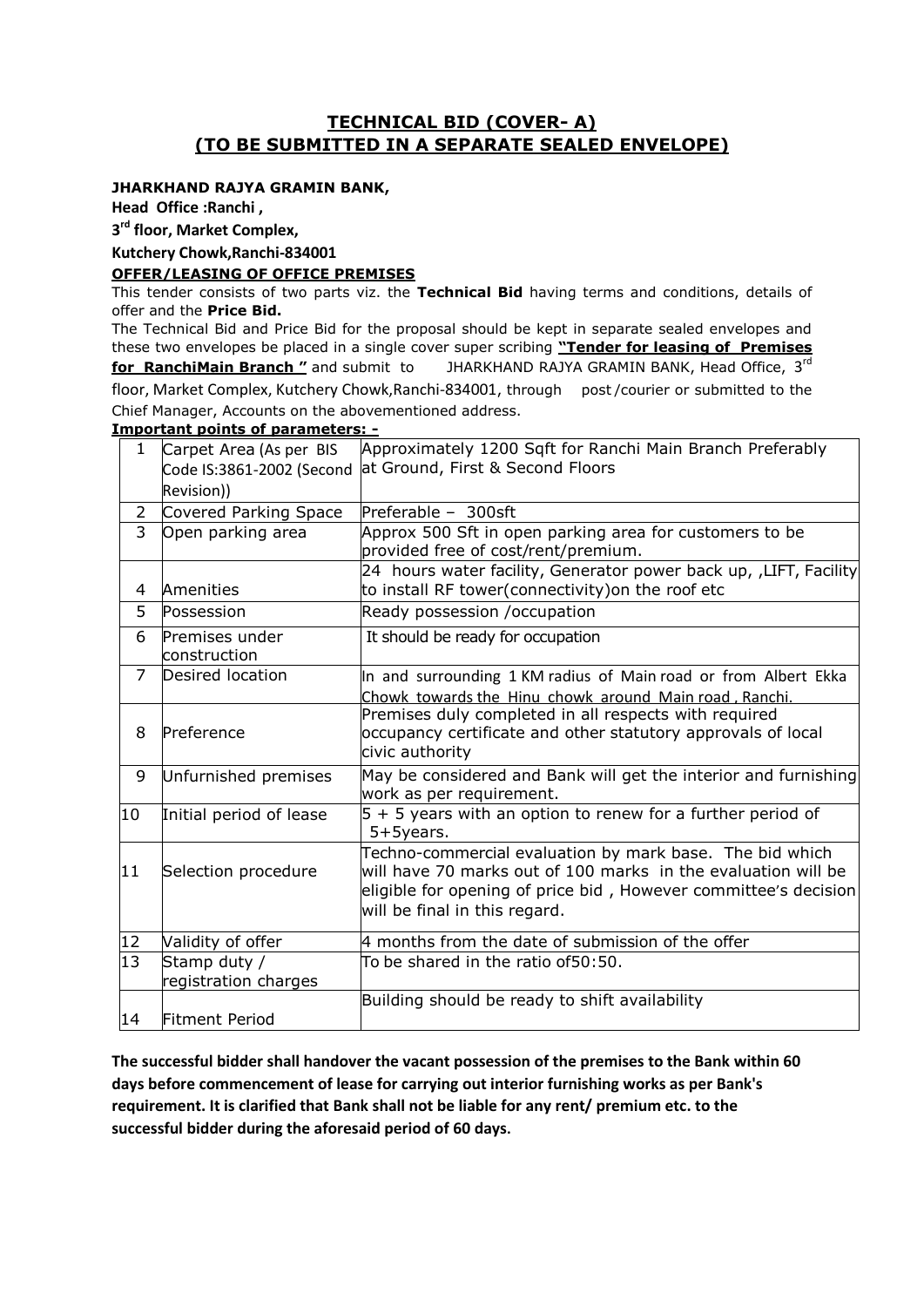# TECHNICAL BID (COVER- A)
## (TO BE SUBMITTED IN A SEPARATE SEALED ENVELOPE)

**JHARKHAND RAJYA GRAMIN BANK,**

**Head Office :Ranchi ,**

**3rd floor, Market Complex,**

**Kutchery Chowk,Ranchi-834001**

**OFFER/LEASING OF OFFICE PREMISES**

This tender consists of two parts viz. the **Technical Bid** having terms and conditions, details of offer and the **Price Bid.**

The Technical Bid and Price Bid for the proposal should be kept in separate sealed envelopes and these two envelopes be placed in a single cover super scribing **"Tender for leasing of Premises for RanchiMain Branch "** and submit to JHARKHAND RAJYA GRAMIN BANK, Head Office, 3rd floor, Market Complex, Kutchery Chowk,Ranchi-834001, through post /courier or submitted to the Chief Manager, Accounts on the abovementioned address.

**Important points of parameters: -**

| | | |
|---|---|---|
| 1 | Carpet Area (As per BIS Code IS:3861-2002 (Second Revision)) | Approximately 1200 Sqft for Ranchi Main Branch Preferably at Ground, First & Second Floors |
| 2 | Covered Parking Space | Preferable – 300sft |
| 3 | Open parking area | Approx 500 Sft in open parking area for customers to be provided free of cost/rent/premium. |
| 4 | Amenities | 24 hours water facility, Generator power back up, ,LIFT, Facility to install RF tower(connectivity)on the roof etc |
| 5 | Possession | Ready possession /occupation |
| 6 | Premises under construction | It should be ready for occupation |
| 7 | Desired location | In and surrounding 1 KM radius of Main road or from Albert Ekka Chowk towards the Hinu chowk around Main road , Ranchi. |
| 8 | Preference | Premises duly completed in all respects with required occupancy certificate and other statutory approvals of local civic authority |
| 9 | Unfurnished premises | May be considered and Bank will get the interior and furnishing work as per requirement. |
| 10 | Initial period of lease | 5 + 5 years with an option to renew for a further period of 5+5years. |
| 11 | Selection procedure | Techno-commercial evaluation by mark base. The bid which will have 70 marks out of 100 marks in the evaluation will be eligible for opening of price bid , However committee's decision will be final in this regard. |
| 12 | Validity of offer | 4 months from the date of submission of the offer |
| 13 | Stamp duty / registration charges | To be shared in the ratio of50:50. |
| 14 | Fitment Period | Building should be ready to shift availability |

**The successful bidder shall handover the vacant possession of the premises to the Bank within 60 days before commencement of lease for carrying out interior furnishing works as per Bank's requirement. It is clarified that Bank shall not be liable for any rent/ premium etc. to the successful bidder during the aforesaid period of 60 days.**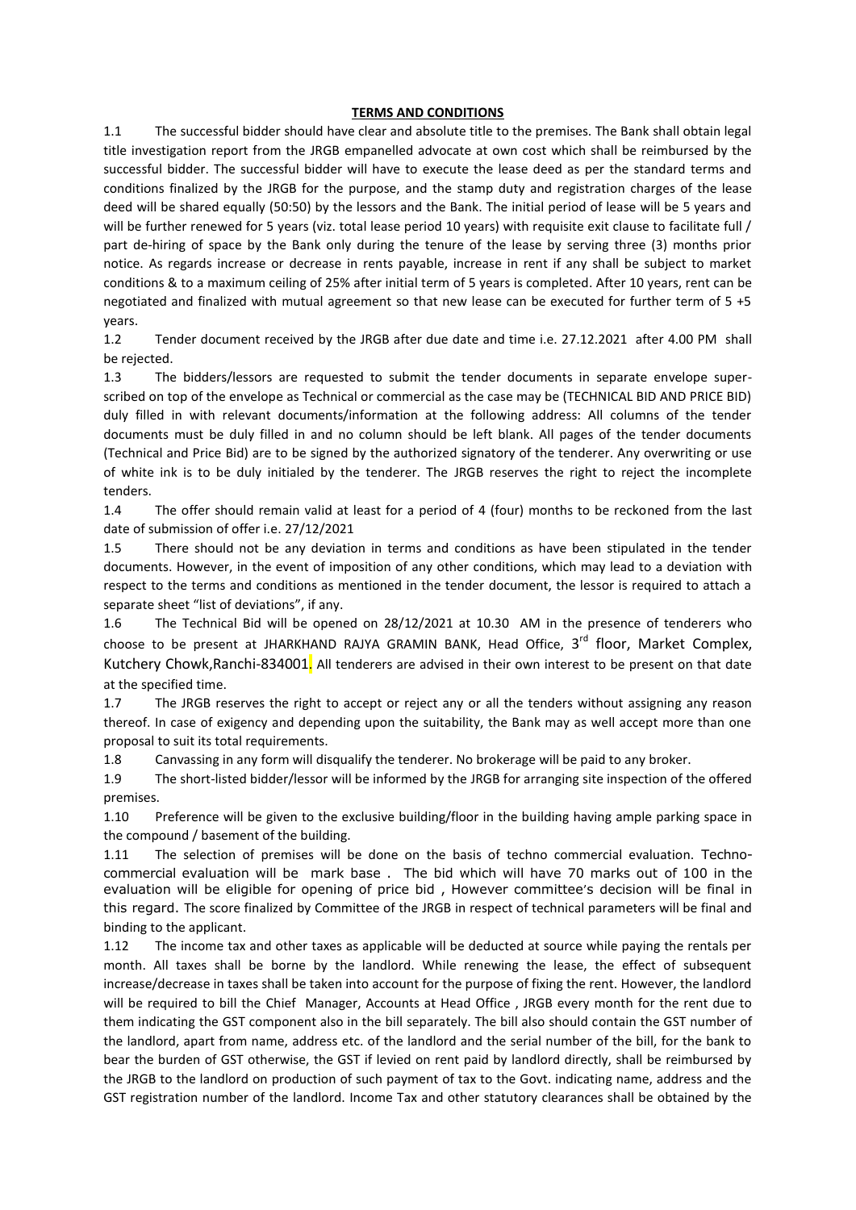**TERMS AND CONDITIONS**

1.1 The successful bidder should have clear and absolute title to the premises. The Bank shall obtain legal title investigation report from the JRGB empanelled advocate at own cost which shall be reimbursed by the successful bidder. The successful bidder will have to execute the lease deed as per the standard terms and conditions finalized by the JRGB for the purpose, and the stamp duty and registration charges of the lease deed will be shared equally (50:50) by the lessors and the Bank. The initial period of lease will be 5 years and will be further renewed for 5 years (viz. total lease period 10 years) with requisite exit clause to facilitate full / part de-hiring of space by the Bank only during the tenure of the lease by serving three (3) months prior notice. As regards increase or decrease in rents payable, increase in rent if any shall be subject to market conditions & to a maximum ceiling of 25% after initial term of 5 years is completed. After 10 years, rent can be negotiated and finalized with mutual agreement so that new lease can be executed for further term of 5 +5 years.

1.2 Tender document received by the JRGB after due date and time i.e. 27.12.2021 after 4.00 PM shall be rejected.

1.3 The bidders/lessors are requested to submit the tender documents in separate envelope super-scribed on top of the envelope as Technical or commercial as the case may be (TECHNICAL BID AND PRICE BID) duly filled in with relevant documents/information at the following address: All columns of the tender documents must be duly filled in and no column should be left blank. All pages of the tender documents (Technical and Price Bid) are to be signed by the authorized signatory of the tenderer. Any overwriting or use of white ink is to be duly initialed by the tenderer. The JRGB reserves the right to reject the incomplete tenders.

1.4 The offer should remain valid at least for a period of 4 (four) months to be reckoned from the last date of submission of offer i.e. 27/12/2021

1.5 There should not be any deviation in terms and conditions as have been stipulated in the tender documents. However, in the event of imposition of any other conditions, which may lead to a deviation with respect to the terms and conditions as mentioned in the tender document, the lessor is required to attach a separate sheet "list of deviations", if any.

1.6 The Technical Bid will be opened on 28/12/2021 at 10.30 AM in the presence of tenderers who choose to be present at JHARKHAND RAJYA GRAMIN BANK, Head Office, 3rd floor, Market Complex, Kutchery Chowk,Ranchi-834001. All tenderers are advised in their own interest to be present on that date at the specified time.

1.7 The JRGB reserves the right to accept or reject any or all the tenders without assigning any reason thereof. In case of exigency and depending upon the suitability, the Bank may as well accept more than one proposal to suit its total requirements.

1.8 Canvassing in any form will disqualify the tenderer. No brokerage will be paid to any broker.

1.9 The short-listed bidder/lessor will be informed by the JRGB for arranging site inspection of the offered premises.

1.10 Preference will be given to the exclusive building/floor in the building having ample parking space in the compound / basement of the building.

1.11 The selection of premises will be done on the basis of techno commercial evaluation. Techno-commercial evaluation will be mark base . The bid which will have 70 marks out of 100 in the evaluation will be eligible for opening of price bid , However committee's decision will be final in this regard. The score finalized by Committee of the JRGB in respect of technical parameters will be final and binding to the applicant.

1.12 The income tax and other taxes as applicable will be deducted at source while paying the rentals per month. All taxes shall be borne by the landlord. While renewing the lease, the effect of subsequent increase/decrease in taxes shall be taken into account for the purpose of fixing the rent. However, the landlord will be required to bill the Chief Manager, Accounts at Head Office , JRGB every month for the rent due to them indicating the GST component also in the bill separately. The bill also should contain the GST number of the landlord, apart from name, address etc. of the landlord and the serial number of the bill, for the bank to bear the burden of GST otherwise, the GST if levied on rent paid by landlord directly, shall be reimbursed by the JRGB to the landlord on production of such payment of tax to the Govt. indicating name, address and the GST registration number of the landlord. Income Tax and other statutory clearances shall be obtained by the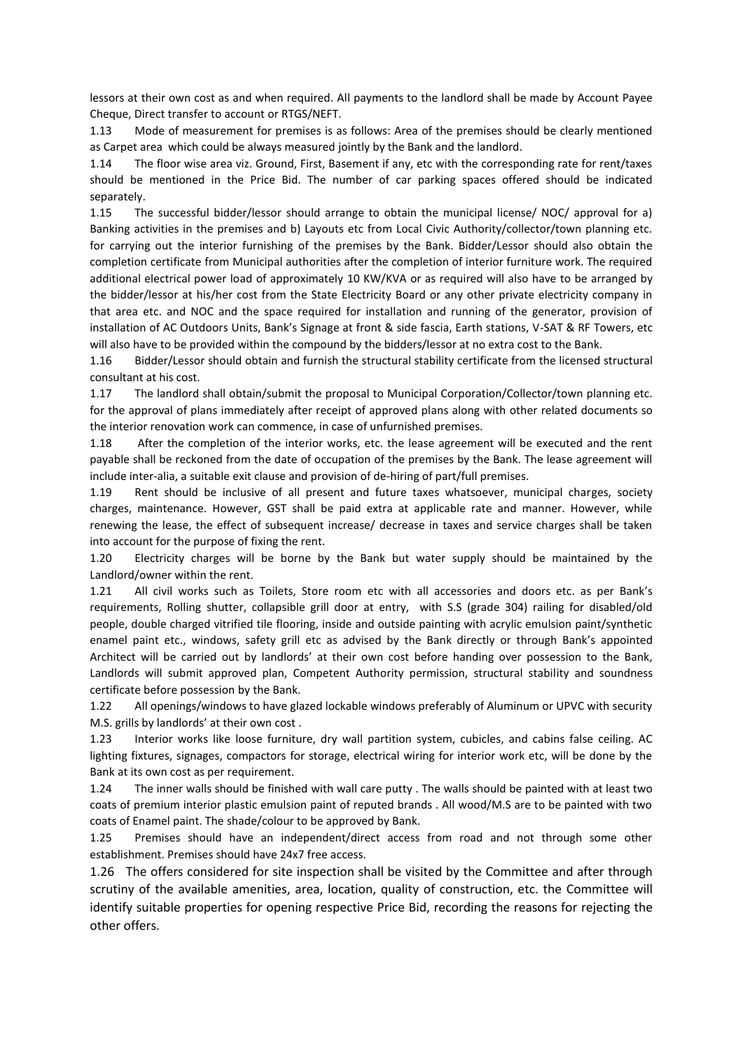lessors at their own cost as and when required. All payments to the landlord shall be made by Account Payee Cheque, Direct transfer to account or RTGS/NEFT.

1.13 Mode of measurement for premises is as follows: Area of the premises should be clearly mentioned as Carpet area which could be always measured jointly by the Bank and the landlord.

1.14 The floor wise area viz. Ground, First, Basement if any, etc with the corresponding rate for rent/taxes should be mentioned in the Price Bid. The number of car parking spaces offered should be indicated separately.

1.15 The successful bidder/lessor should arrange to obtain the municipal license/ NOC/ approval for a) Banking activities in the premises and b) Layouts etc from Local Civic Authority/collector/town planning etc. for carrying out the interior furnishing of the premises by the Bank. Bidder/Lessor should also obtain the completion certificate from Municipal authorities after the completion of interior furniture work. The required additional electrical power load of approximately 10 KW/KVA or as required will also have to be arranged by the bidder/lessor at his/her cost from the State Electricity Board or any other private electricity company in that area etc. and NOC and the space required for installation and running of the generator, provision of installation of AC Outdoors Units, Bank's Signage at front & side fascia, Earth stations, V-SAT & RF Towers, etc will also have to be provided within the compound by the bidders/lessor at no extra cost to the Bank.

1.16 Bidder/Lessor should obtain and furnish the structural stability certificate from the licensed structural consultant at his cost.

1.17 The landlord shall obtain/submit the proposal to Municipal Corporation/Collector/town planning etc. for the approval of plans immediately after receipt of approved plans along with other related documents so the interior renovation work can commence, in case of unfurnished premises.

1.18 After the completion of the interior works, etc. the lease agreement will be executed and the rent payable shall be reckoned from the date of occupation of the premises by the Bank. The lease agreement will include inter-alia, a suitable exit clause and provision of de-hiring of part/full premises.

1.19 Rent should be inclusive of all present and future taxes whatsoever, municipal charges, society charges, maintenance. However, GST shall be paid extra at applicable rate and manner. However, while renewing the lease, the effect of subsequent increase/ decrease in taxes and service charges shall be taken into account for the purpose of fixing the rent.

1.20 Electricity charges will be borne by the Bank but water supply should be maintained by the Landlord/owner within the rent.

1.21 All civil works such as Toilets, Store room etc with all accessories and doors etc. as per Bank's requirements, Rolling shutter, collapsible grill door at entry, with S.S (grade 304) railing for disabled/old people, double charged vitrified tile flooring, inside and outside painting with acrylic emulsion paint/synthetic enamel paint etc., windows, safety grill etc as advised by the Bank directly or through Bank's appointed Architect will be carried out by landlords' at their own cost before handing over possession to the Bank, Landlords will submit approved plan, Competent Authority permission, structural stability and soundness certificate before possession by the Bank.

1.22 All openings/windows to have glazed lockable windows preferably of Aluminum or UPVC with security M.S. grills by landlords' at their own cost .

1.23 Interior works like loose furniture, dry wall partition system, cubicles, and cabins false ceiling. AC lighting fixtures, signages, compactors for storage, electrical wiring for interior work etc, will be done by the Bank at its own cost as per requirement.

1.24 The inner walls should be finished with wall care putty . The walls should be painted with at least two coats of premium interior plastic emulsion paint of reputed brands . All wood/M.S are to be painted with two coats of Enamel paint. The shade/colour to be approved by Bank.

1.25 Premises should have an independent/direct access from road and not through some other establishment. Premises should have 24x7 free access.

1.26 The offers considered for site inspection shall be visited by the Committee and after through scrutiny of the available amenities, area, location, quality of construction, etc. the Committee will identify suitable properties for opening respective Price Bid, recording the reasons for rejecting the other offers.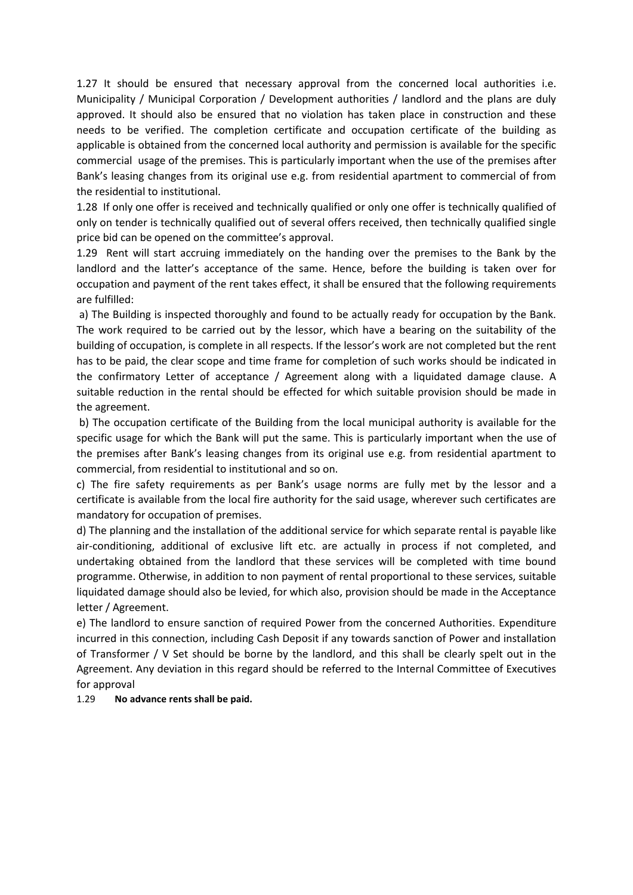1.27 It should be ensured that necessary approval from the concerned local authorities i.e. Municipality / Municipal Corporation / Development authorities / landlord and the plans are duly approved. It should also be ensured that no violation has taken place in construction and these needs to be verified. The completion certificate and occupation certificate of the building as applicable is obtained from the concerned local authority and permission is available for the specific commercial usage of the premises. This is particularly important when the use of the premises after Bank's leasing changes from its original use e.g. from residential apartment to commercial of from the residential to institutional.

1.28 If only one offer is received and technically qualified or only one offer is technically qualified of only on tender is technically qualified out of several offers received, then technically qualified single price bid can be opened on the committee's approval.

1.29 Rent will start accruing immediately on the handing over the premises to the Bank by the landlord and the latter's acceptance of the same. Hence, before the building is taken over for occupation and payment of the rent takes effect, it shall be ensured that the following requirements are fulfilled:

a) The Building is inspected thoroughly and found to be actually ready for occupation by the Bank. The work required to be carried out by the lessor, which have a bearing on the suitability of the building of occupation, is complete in all respects. If the lessor's work are not completed but the rent has to be paid, the clear scope and time frame for completion of such works should be indicated in the confirmatory Letter of acceptance / Agreement along with a liquidated damage clause. A suitable reduction in the rental should be effected for which suitable provision should be made in the agreement.

b) The occupation certificate of the Building from the local municipal authority is available for the specific usage for which the Bank will put the same. This is particularly important when the use of the premises after Bank's leasing changes from its original use e.g. from residential apartment to commercial, from residential to institutional and so on.

c) The fire safety requirements as per Bank's usage norms are fully met by the lessor and a certificate is available from the local fire authority for the said usage, wherever such certificates are mandatory for occupation of premises.

d) The planning and the installation of the additional service for which separate rental is payable like air-conditioning, additional of exclusive lift etc. are actually in process if not completed, and undertaking obtained from the landlord that these services will be completed with time bound programme. Otherwise, in addition to non payment of rental proportional to these services, suitable liquidated damage should also be levied, for which also, provision should be made in the Acceptance letter / Agreement.

e) The landlord to ensure sanction of required Power from the concerned Authorities. Expenditure incurred in this connection, including Cash Deposit if any towards sanction of Power and installation of Transformer / V Set should be borne by the landlord, and this shall be clearly spelt out in the Agreement. Any deviation in this regard should be referred to the Internal Committee of Executives for approval

1.29 **No advance rents shall be paid.**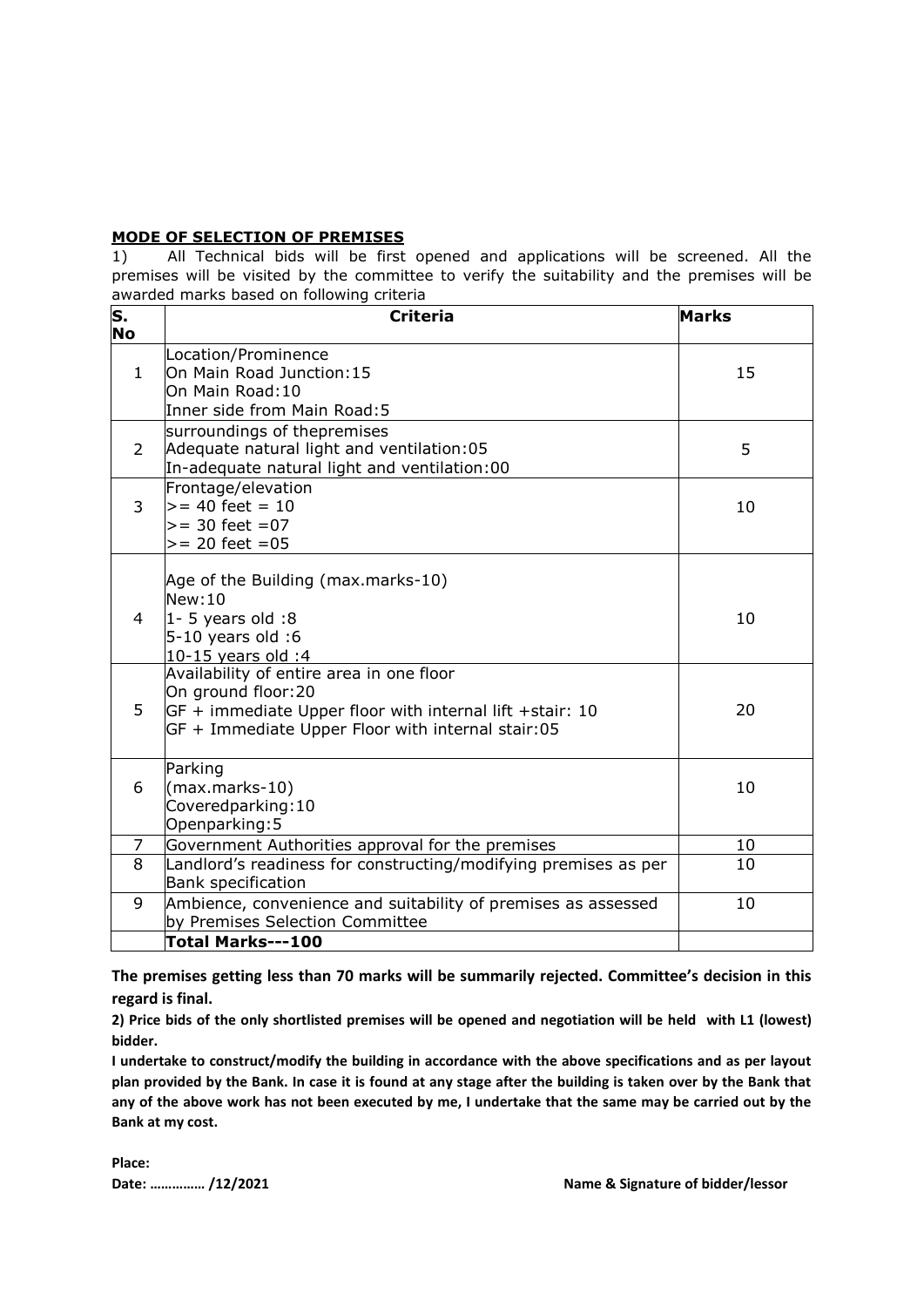**MODE OF SELECTION OF PREMISES**

1) All Technical bids will be first opened and applications will be screened. All the premises will be visited by the committee to verify the suitability and the premises will be awarded marks based on following criteria

| S. No | Criteria | Marks |
|---|---|---|
| 1 | Location/Prominence<br>On Main Road Junction:15<br>On Main Road:10<br>Inner side from Main Road:5 | 15 |
| 2 | surroundings of thepremises<br>Adequate natural light and ventilation:05<br>In-adequate natural light and ventilation:00 | 5 |
| 3 | Frontage/elevation<br>>= 40 feet = 10<br>>= 30 feet =07<br>>= 20 feet =05 | 10 |
| 4 | Age of the Building (max.marks-10)<br>New:10<br>1- 5 years old :8<br>5-10 years old :6<br>10-15 years old :4 | 10 |
| 5 | Availability of entire area in one floor<br>On ground floor:20<br>GF + immediate Upper floor with internal lift +stair: 10<br>GF + Immediate Upper Floor with internal stair:05 | 20 |
| 6 | Parking<br>(max.marks-10)<br>Coveredparking:10<br>Openparking:5 | 10 |
| 7 | Government Authorities approval for the premises | 10 |
| 8 | Landlord's readiness for constructing/modifying premises as per Bank specification | 10 |
| 9 | Ambience, convenience and suitability of premises as assessed by Premises Selection Committee | 10 |
| | **Total Marks---100** | |

**The premises getting less than 70 marks will be summarily rejected. Committee's decision in this regard is final.**

**2) Price bids of the only shortlisted premises will be opened and negotiation will be held with L1 (lowest) bidder.**

**I undertake to construct/modify the building in accordance with the above specifications and as per layout plan provided by the Bank. In case it is found at any stage after the building is taken over by the Bank that any of the above work has not been executed by me, I undertake that the same may be carried out by the Bank at my cost.**

**Place:**

**Date: ………….. /12/2021** **Name & Signature of bidder/lessor**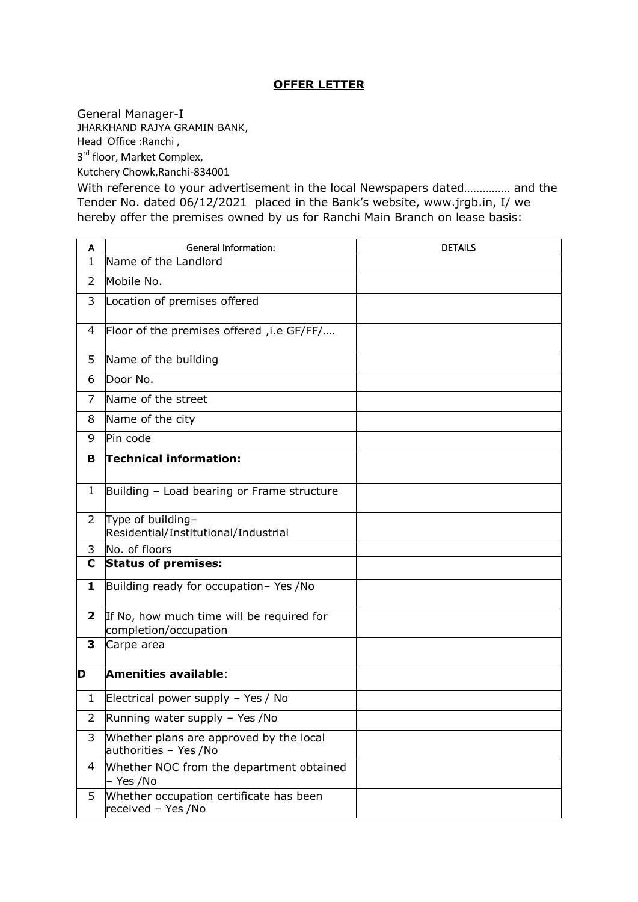# OFFER LETTER

General Manager-I
JHARKHAND RAJYA GRAMIN BANK,
Head Office :Ranchi ,
3rd floor, Market Complex,
Kutchery Chowk,Ranchi-834001

With reference to your advertisement in the local Newspapers dated………….. and the Tender No. dated 06/12/2021 placed in the Bank's website, www.jrgb.in, I/ we hereby offer the premises owned by us for Ranchi Main Branch on lease basis:

| A | General Information: | DETAILS |
|---|---|---|
| 1 | Name of the Landlord | |
| 2 | Mobile No. | |
| 3 | Location of premises offered | |
| 4 | Floor of the premises offered ,i.e GF/FF/…. | |
| 5 | Name of the building | |
| 6 | Door No. | |
| 7 | Name of the street | |
| 8 | Name of the city | |
| 9 | Pin code | |
| **B** | **Technical information:** | |
| 1 | Building – Load bearing or Frame structure | |
| 2 | Type of building– Residential/Institutional/Industrial | |
| 3 | No. of floors | |
| **C** | **Status of premises:** | |
| **1** | Building ready for occupation– Yes /No | |
| **2** | If No, how much time will be required for completion/occupation | |
| **3** | Carpe area | |
| **D** | **Amenities available**: | |
| 1 | Electrical power supply – Yes / No | |
| 2 | Running water supply – Yes /No | |
| 3 | Whether plans are approved by the local authorities – Yes /No | |
| 4 | Whether NOC from the department obtained – Yes /No | |
| 5 | Whether occupation certificate has been received – Yes /No | |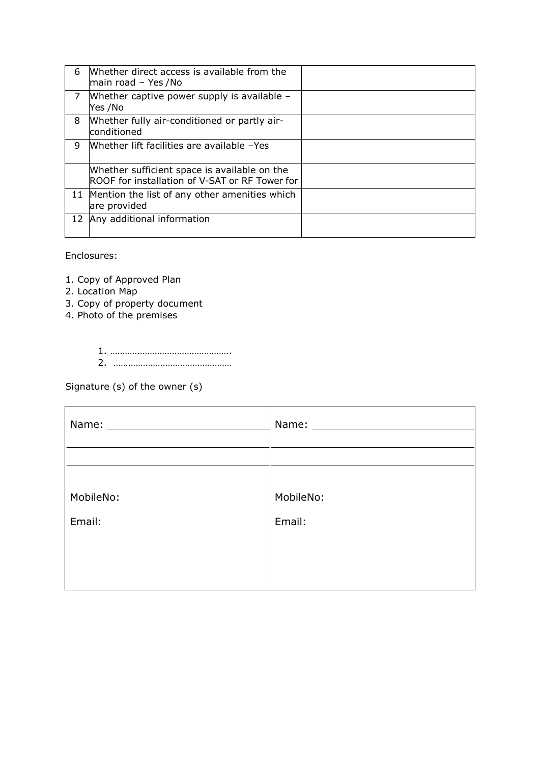| 6 | Whether direct access is available from the main road – Yes /No | |
|---|---|---|
| 7 | Whether captive power supply is available – Yes /No | |
| 8 | Whether fully air-conditioned or partly air-conditioned | |
| 9 | Whether lift facilities are available –Yes | |
| | Whether sufficient space is available on the ROOF for installation of V-SAT or RF Tower for | |
| 11 | Mention the list of any other amenities which are provided | |
| 12 | Any additional information | |

Enclosures:

1. Copy of Approved Plan
2. Location Map
3. Copy of property document
4. Photo of the premises

1. ………………………………………….
2. …………………………………………

Signature (s) of the owner (s)

| Name: ______________________ | Name: ______________________ |
|---|---|
| | |
| | |
| MobileNo: | MobileNo: |
| Email: | Email: |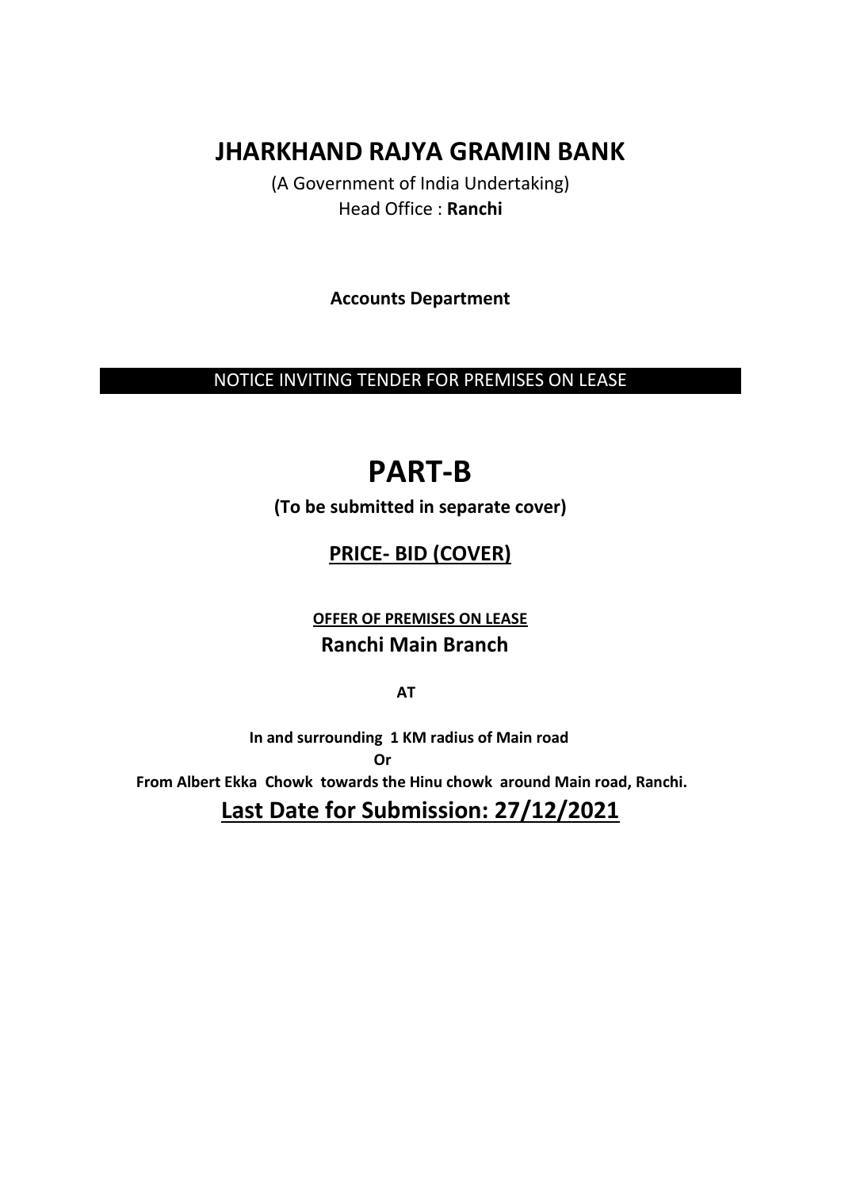# JHARKHAND RAJYA GRAMIN BANK

(A Government of India Undertaking)
Head Office : **Ranchi**

**Accounts Department**

NOTICE INVITING TENDER FOR PREMISES ON LEASE

# PART-B

**(To be submitted in separate cover)**

## PRICE- BID (COVER)

**OFFER OF PREMISES ON LEASE**

**Ranchi Main Branch**

**AT**

**In and surrounding 1 KM radius of Main road**

**Or**

**From Albert Ekka Chowk towards the Hinu chowk around Main road, Ranchi.**

## Last Date for Submission: 27/12/2021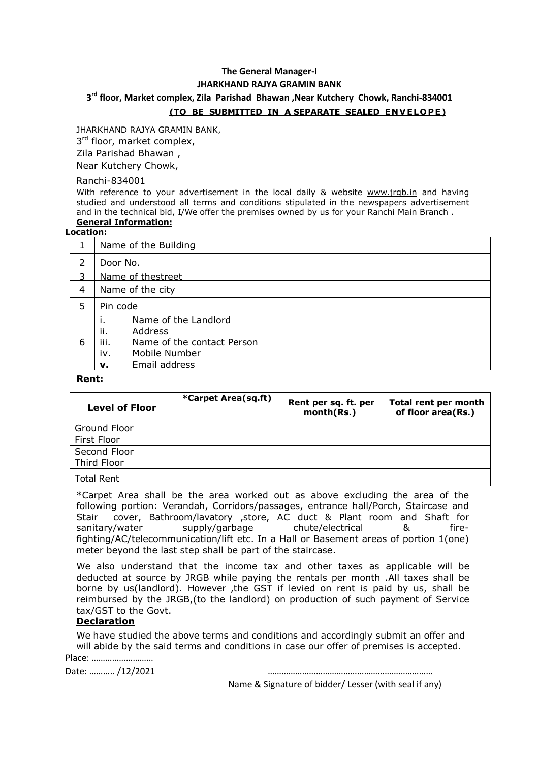**The General Manager-I**

**JHARKHAND RAJYA GRAMIN BANK**

**3rd floor, Market complex, Zila Parishad Bhawan ,Near Kutchery Chowk, Ranchi-834001**

**(TO BE SUBMITTED IN A SEPARATE SEALED ENVELOPE)**

JHARKHAND RAJYA GRAMIN BANK,
3rd floor, market complex,
Zila Parishad Bhawan ,
Near Kutchery Chowk,

Ranchi-834001

With reference to your advertisement in the local daily & website www.jrgb.in and having studied and understood all terms and conditions stipulated in the newspapers advertisement and in the technical bid, I/We offer the premises owned by us for your Ranchi Main Branch .

**General Information:**

**Location:**

| | | |
|---|---|---|
| 1 | Name of the Building | |
| 2 | Door No. | |
| 3 | Name of thestreet | |
| 4 | Name of the city | |
| 5 | Pin code | |
| 6 | i. Name of the Landlord<br>ii. Address<br>iii. Name of the contact Person<br>iv. Mobile Number<br>**v.** Email address | |

**Rent:**

| Level of Floor | *Carpet Area(sq.ft) | Rent per sq. ft. per month(Rs.) | Total rent per month of floor area(Rs.) |
|---|---|---|---|
| Ground Floor | | | |
| First Floor | | | |
| Second Floor | | | |
| Third Floor | | | |
| Total Rent | | | |

*Carpet Area shall be the area worked out as above excluding the area of the following portion: Verandah, Corridors/passages, entrance hall/Porch, Staircase and Stair cover, Bathroom/lavatory ,store, AC duct & Plant room and Shaft for sanitary/water supply/garbage chute/electrical & fire-fighting/AC/telecommunication/lift etc. In a Hall or Basement areas of portion 1(one) meter beyond the last step shall be part of the staircase.

We also understand that the income tax and other taxes as applicable will be deducted at source by JRGB while paying the rentals per month .All taxes shall be borne by us(landlord). However ,the GST if levied on rent is paid by us, shall be reimbursed by the JRGB,(to the landlord) on production of such payment of Service tax/GST to the Govt.

**Declaration**

We have studied the above terms and conditions and accordingly submit an offer and will abide by the said terms and conditions in case our offer of premises is accepted.

Place: ………………………

Date: ……….. /12/2021

……………………………………………………………

Name & Signature of bidder/ Lesser (with seal if any)